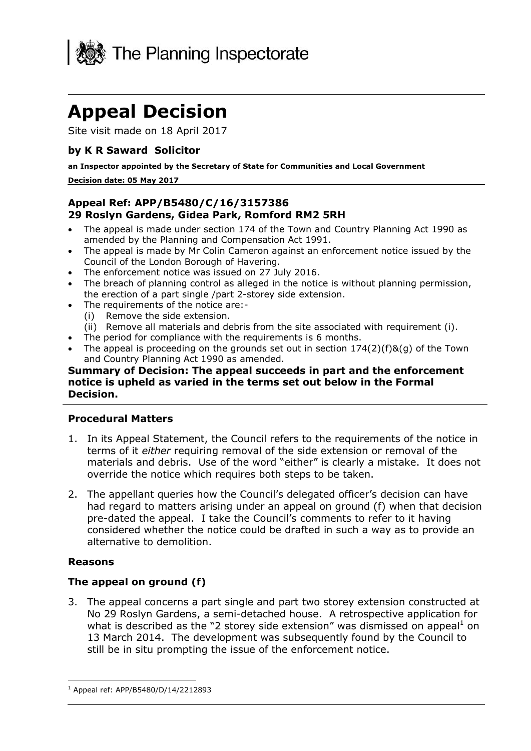The Planning Inspectorate

# Appeal Decision

Site visit made on 18 April 2017

### by K R Saward Solicitor

**an Inspector appointed by the Secretary of State for Communities and Local Government**

**Decision date: 05 May 2017**

### Appeal Ref: APP/B5480/C/16/3157386
### 29 Roslyn Gardens, Gidea Park, Romford RM2 5RH

- The appeal is made under section 174 of the Town and Country Planning Act 1990 as amended by the Planning and Compensation Act 1991.
- The appeal is made by Mr Colin Cameron against an enforcement notice issued by the Council of the London Borough of Havering.
- The enforcement notice was issued on 27 July 2016.
- The breach of planning control as alleged in the notice is without planning permission, the erection of a part single /part 2-storey side extension.
- The requirements of the notice are:-
  - (i) Remove the side extension.
  - (ii) Remove all materials and debris from the site associated with requirement (i).
- The period for compliance with the requirements is 6 months.
- The appeal is proceeding on the grounds set out in section 174(2)(f)&(g) of the Town and Country Planning Act 1990 as amended.

**Summary of Decision: The appeal succeeds in part and the enforcement notice is upheld as varied in the terms set out below in the Formal Decision.**

### Procedural Matters

1. In its Appeal Statement, the Council refers to the requirements of the notice in terms of it *either* requiring removal of the side extension or removal of the materials and debris. Use of the word "either" is clearly a mistake. It does not override the notice which requires both steps to be taken.

2. The appellant queries how the Council's delegated officer's decision can have had regard to matters arising under an appeal on ground (f) when that decision pre-dated the appeal. I take the Council's comments to refer to it having considered whether the notice could be drafted in such a way as to provide an alternative to demolition.

### Reasons

### The appeal on ground (f)

3. The appeal concerns a part single and part two storey extension constructed at No 29 Roslyn Gardens, a semi-detached house. A retrospective application for what is described as the "2 storey side extension" was dismissed on appeal[1] on 13 March 2014. The development was subsequently found by the Council to still be in situ prompting the issue of the enforcement notice.

[1] Appeal ref: APP/B5480/D/14/2212893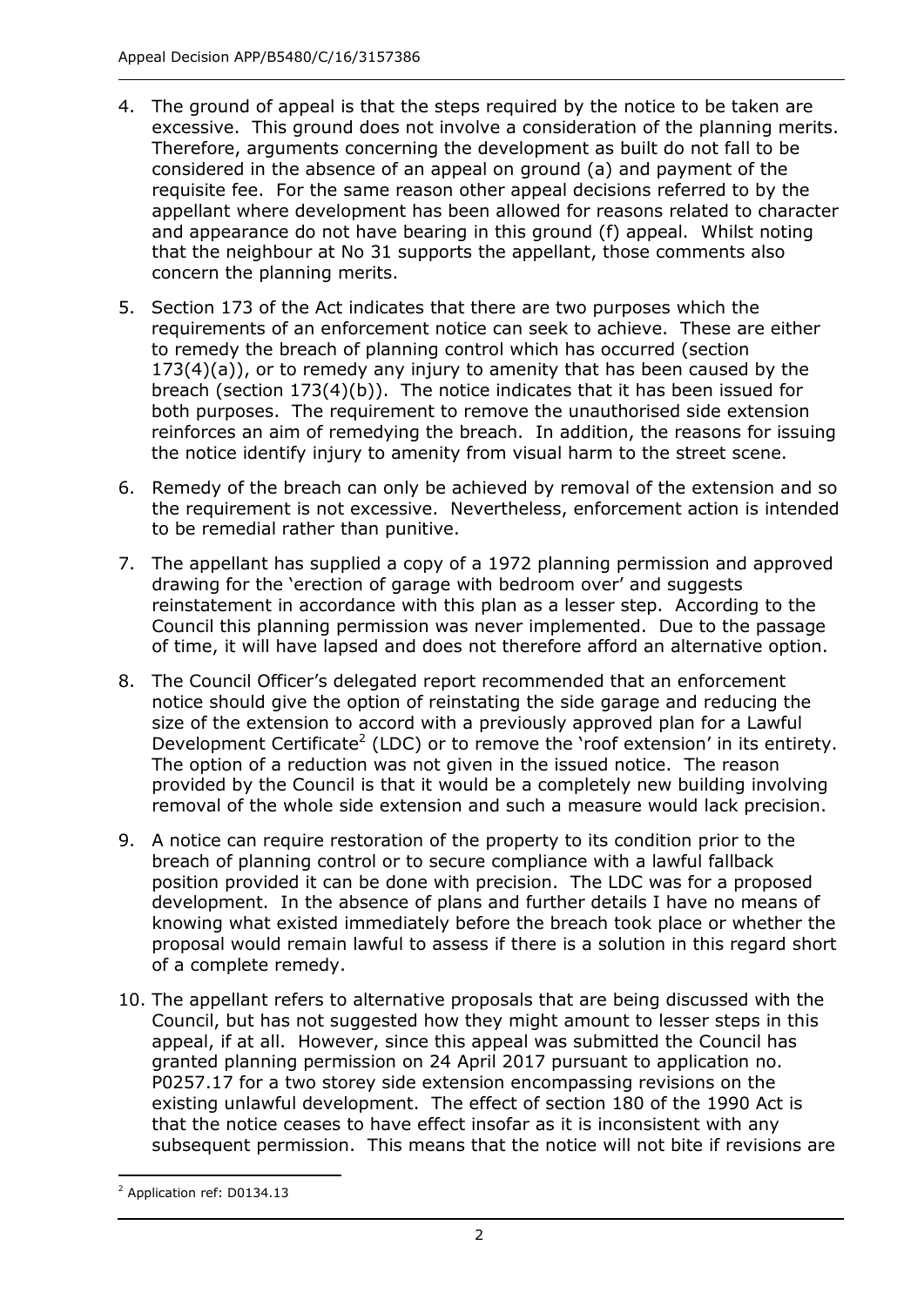4. The ground of appeal is that the steps required by the notice to be taken are excessive. This ground does not involve a consideration of the planning merits. Therefore, arguments concerning the development as built do not fall to be considered in the absence of an appeal on ground (a) and payment of the requisite fee. For the same reason other appeal decisions referred to by the appellant where development has been allowed for reasons related to character and appearance do not have bearing in this ground (f) appeal. Whilst noting that the neighbour at No 31 supports the appellant, those comments also concern the planning merits.

5. Section 173 of the Act indicates that there are two purposes which the requirements of an enforcement notice can seek to achieve. These are either to remedy the breach of planning control which has occurred (section 173(4)(a)), or to remedy any injury to amenity that has been caused by the breach (section 173(4)(b)). The notice indicates that it has been issued for both purposes. The requirement to remove the unauthorised side extension reinforces an aim of remedying the breach. In addition, the reasons for issuing the notice identify injury to amenity from visual harm to the street scene.

6. Remedy of the breach can only be achieved by removal of the extension and so the requirement is not excessive. Nevertheless, enforcement action is intended to be remedial rather than punitive.

7. The appellant has supplied a copy of a 1972 planning permission and approved drawing for the 'erection of garage with bedroom over' and suggests reinstatement in accordance with this plan as a lesser step. According to the Council this planning permission was never implemented. Due to the passage of time, it will have lapsed and does not therefore afford an alternative option.

8. The Council Officer's delegated report recommended that an enforcement notice should give the option of reinstating the side garage and reducing the size of the extension to accord with a previously approved plan for a Lawful Development Certificate[2] (LDC) or to remove the 'roof extension' in its entirety. The option of a reduction was not given in the issued notice. The reason provided by the Council is that it would be a completely new building involving removal of the whole side extension and such a measure would lack precision.

9. A notice can require restoration of the property to its condition prior to the breach of planning control or to secure compliance with a lawful fallback position provided it can be done with precision. The LDC was for a proposed development. In the absence of plans and further details I have no means of knowing what existed immediately before the breach took place or whether the proposal would remain lawful to assess if there is a solution in this regard short of a complete remedy.

10. The appellant refers to alternative proposals that are being discussed with the Council, but has not suggested how they might amount to lesser steps in this appeal, if at all. However, since this appeal was submitted the Council has granted planning permission on 24 April 2017 pursuant to application no. P0257.17 for a two storey side extension encompassing revisions on the existing unlawful development. The effect of section 180 of the 1990 Act is that the notice ceases to have effect insofar as it is inconsistent with any subsequent permission. This means that the notice will not bite if revisions are

[2] Application ref: D0134.13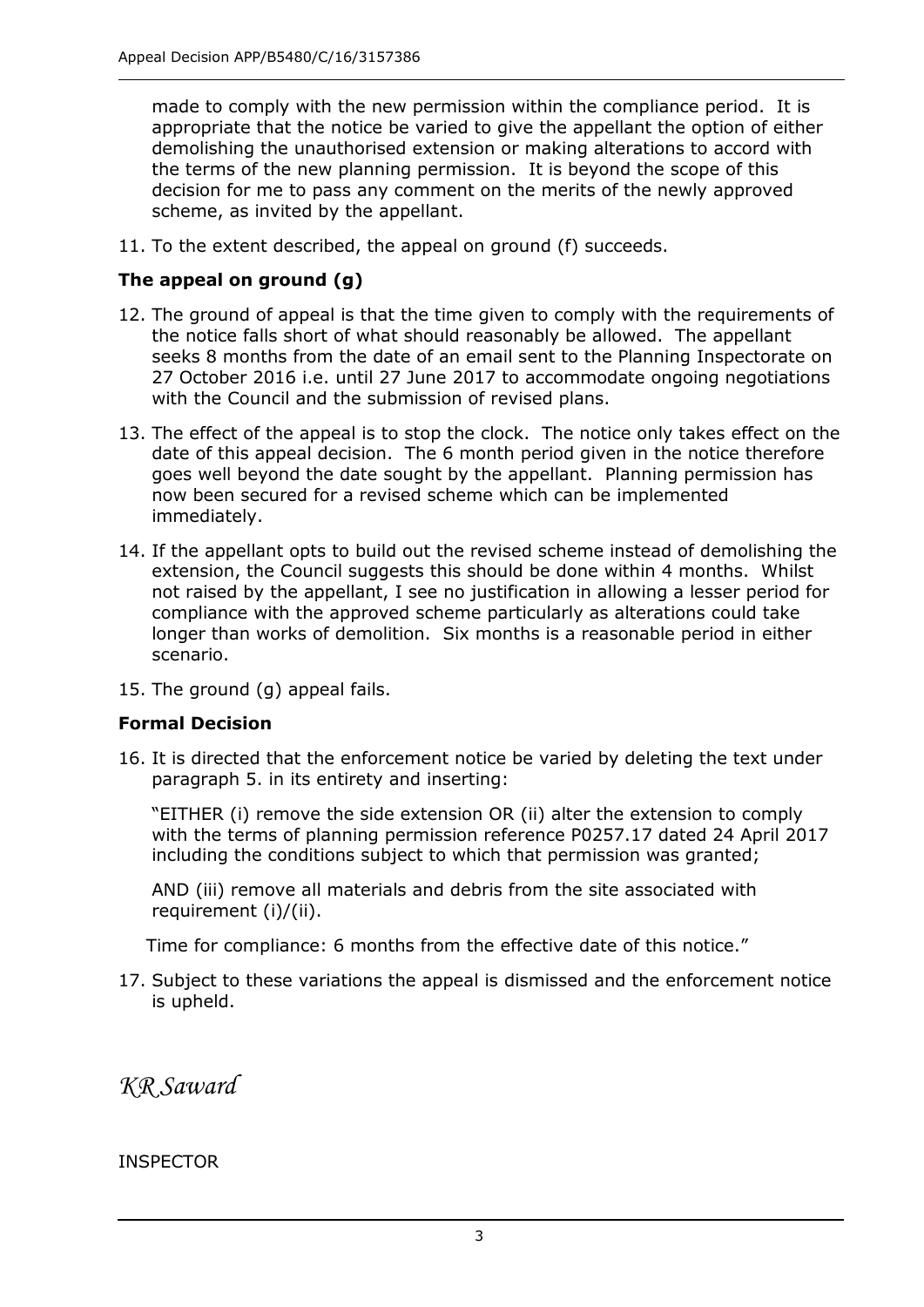made to comply with the new permission within the compliance period. It is appropriate that the notice be varied to give the appellant the option of either demolishing the unauthorised extension or making alterations to accord with the terms of the new planning permission. It is beyond the scope of this decision for me to pass any comment on the merits of the newly approved scheme, as invited by the appellant.

11. To the extent described, the appeal on ground (f) succeeds.

### The appeal on ground (g)

12. The ground of appeal is that the time given to comply with the requirements of the notice falls short of what should reasonably be allowed. The appellant seeks 8 months from the date of an email sent to the Planning Inspectorate on 27 October 2016 i.e. until 27 June 2017 to accommodate ongoing negotiations with the Council and the submission of revised plans.

13. The effect of the appeal is to stop the clock. The notice only takes effect on the date of this appeal decision. The 6 month period given in the notice therefore goes well beyond the date sought by the appellant. Planning permission has now been secured for a revised scheme which can be implemented immediately.

14. If the appellant opts to build out the revised scheme instead of demolishing the extension, the Council suggests this should be done within 4 months. Whilst not raised by the appellant, I see no justification in allowing a lesser period for compliance with the approved scheme particularly as alterations could take longer than works of demolition. Six months is a reasonable period in either scenario.

15. The ground (g) appeal fails.

### Formal Decision

16. It is directed that the enforcement notice be varied by deleting the text under paragraph 5. in its entirety and inserting:

    "EITHER (i) remove the side extension OR (ii) alter the extension to comply with the terms of planning permission reference P0257.17 dated 24 April 2017 including the conditions subject to which that permission was granted;

    AND (iii) remove all materials and debris from the site associated with requirement (i)/(ii).

    Time for compliance: 6 months from the effective date of this notice."

17. Subject to these variations the appeal is dismissed and the enforcement notice is upheld.

*KR Saward*

INSPECTOR